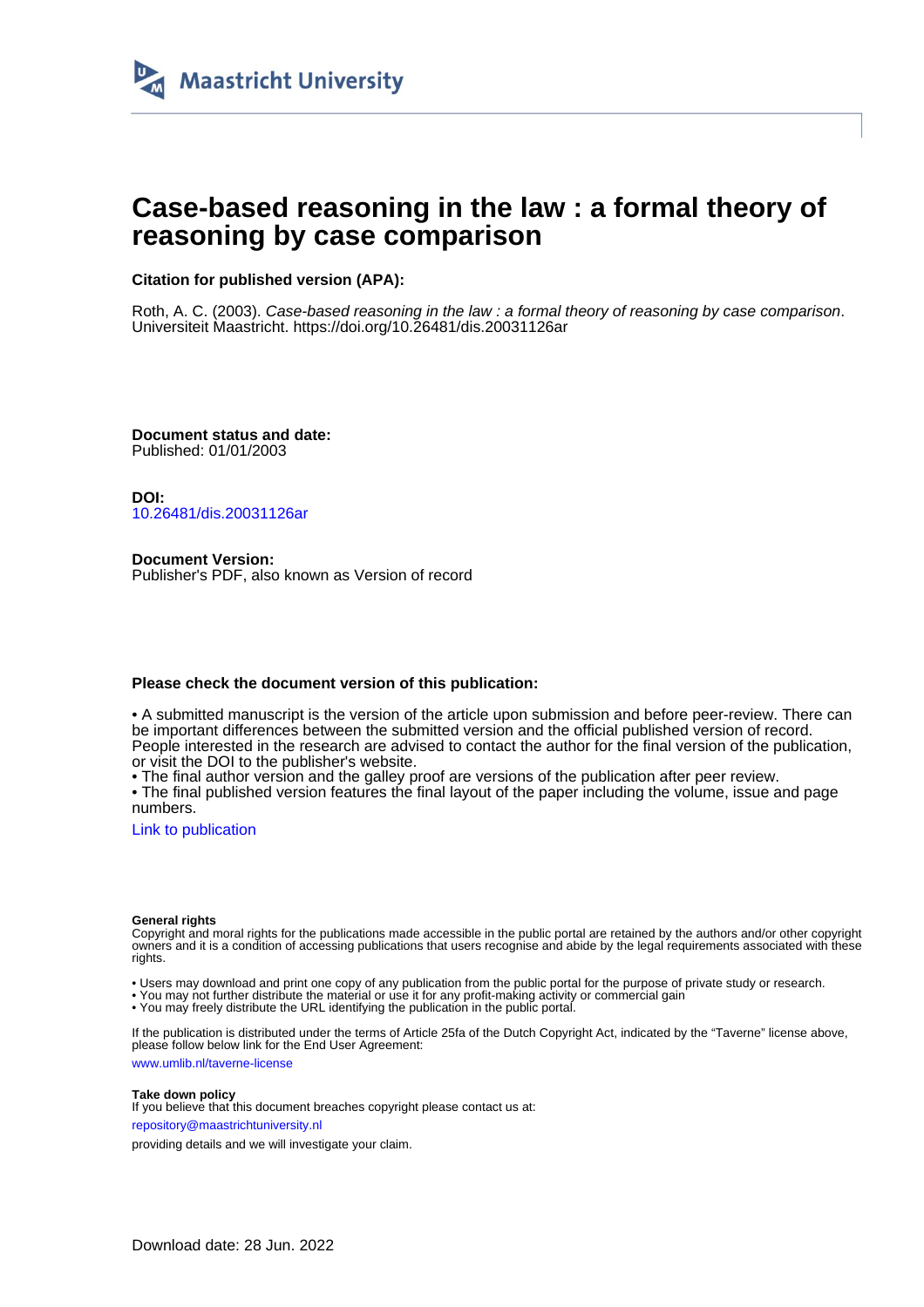Maastricht University

# Case-based reasoning in the law : a formal theory of reasoning by case comparison

**Citation for published version (APA):**

Roth, A. C. (2003). *Case-based reasoning in the law : a formal theory of reasoning by case comparison*. Universiteit Maastricht. https://doi.org/10.26481/dis.20031126ar

**Document status and date:**
Published: 01/01/2003

**DOI:**
10.26481/dis.20031126ar

**Document Version:**
Publisher's PDF, also known as Version of record

**Please check the document version of this publication:**

• A submitted manuscript is the version of the article upon submission and before peer-review. There can be important differences between the submitted version and the official published version of record. People interested in the research are advised to contact the author for the final version of the publication, or visit the DOI to the publisher's website.
• The final author version and the galley proof are versions of the publication after peer review.
• The final published version features the final layout of the paper including the volume, issue and page numbers.

Link to publication

**General rights**
Copyright and moral rights for the publications made accessible in the public portal are retained by the authors and/or other copyright owners and it is a condition of accessing publications that users recognise and abide by the legal requirements associated with these rights.

• Users may download and print one copy of any publication from the public portal for the purpose of private study or research.
• You may not further distribute the material or use it for any profit-making activity or commercial gain
• You may freely distribute the URL identifying the publication in the public portal.

If the publication is distributed under the terms of Article 25fa of the Dutch Copyright Act, indicated by the "Taverne" license above, please follow below link for the End User Agreement:

www.umlib.nl/taverne-license

**Take down policy**
If you believe that this document breaches copyright please contact us at:

repository@maastrichtuniversity.nl

providing details and we will investigate your claim.

Download date: 28 Jun. 2022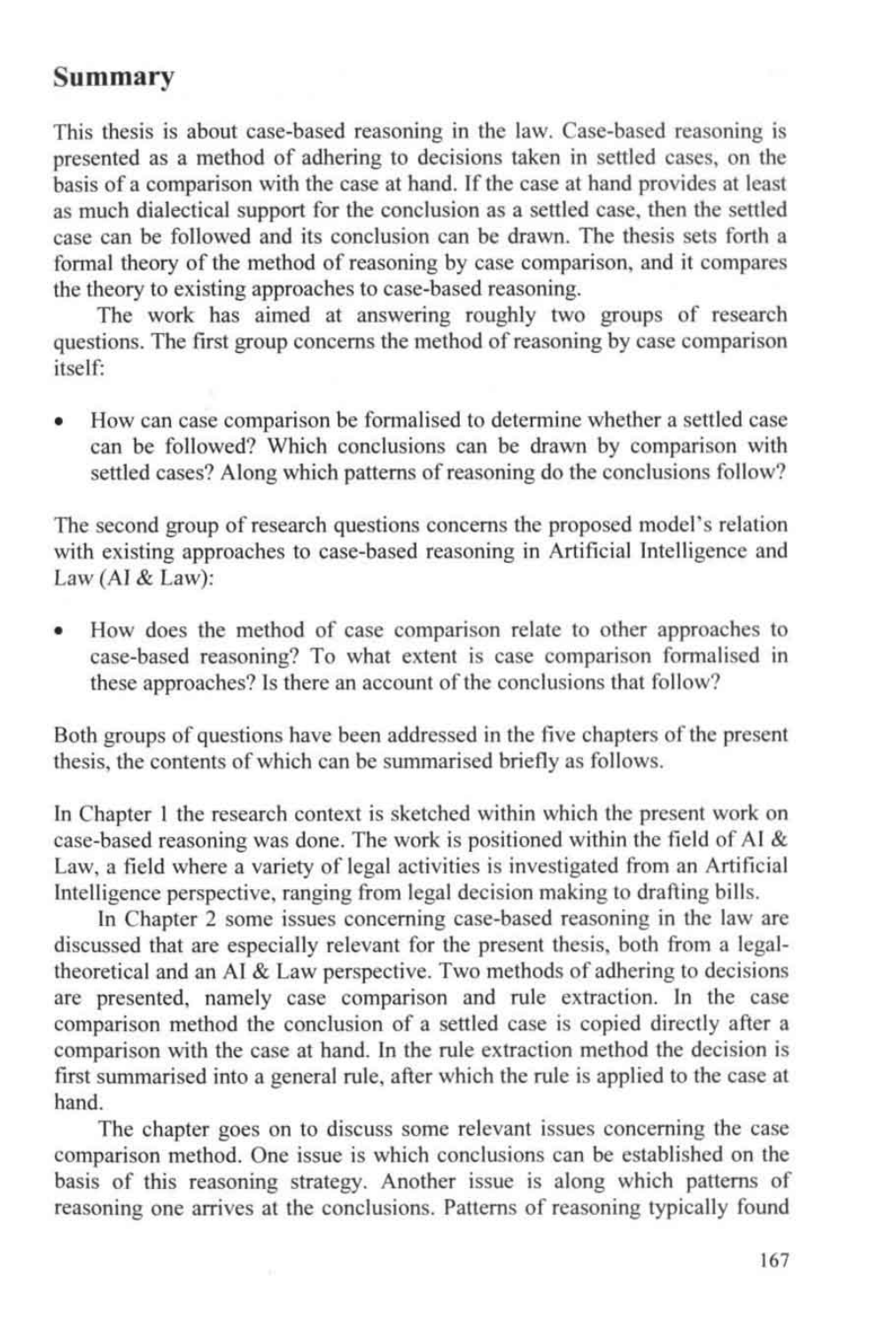# Summary

This thesis is about case-based reasoning in the law. Case-based reasoning is presented as a method of adhering to decisions taken in settled cases, on the basis of a comparison with the case at hand. If the case at hand provides at least as much dialectical support for the conclusion as a settled case, then the settled case can be followed and its conclusion can be drawn. The thesis sets forth a formal theory of the method of reasoning by case comparison, and it compares the theory to existing approaches to case-based reasoning.

The work has aimed at answering roughly two groups of research questions. The first group concerns the method of reasoning by case comparison itself:

- How can case comparison be formalised to determine whether a settled case can be followed? Which conclusions can be drawn by comparison with settled cases? Along which patterns of reasoning do the conclusions follow?

The second group of research questions concerns the proposed model's relation with existing approaches to case-based reasoning in Artificial Intelligence and Law (AI & Law):

- How does the method of case comparison relate to other approaches to case-based reasoning? To what extent is case comparison formalised in these approaches? Is there an account of the conclusions that follow?

Both groups of questions have been addressed in the five chapters of the present thesis, the contents of which can be summarised briefly as follows.

In Chapter 1 the research context is sketched within which the present work on case-based reasoning was done. The work is positioned within the field of AI & Law, a field where a variety of legal activities is investigated from an Artificial Intelligence perspective, ranging from legal decision making to drafting bills.

In Chapter 2 some issues concerning case-based reasoning in the law are discussed that are especially relevant for the present thesis, both from a legal-theoretical and an AI & Law perspective. Two methods of adhering to decisions are presented, namely case comparison and rule extraction. In the case comparison method the conclusion of a settled case is copied directly after a comparison with the case at hand. In the rule extraction method the decision is first summarised into a general rule, after which the rule is applied to the case at hand.

The chapter goes on to discuss some relevant issues concerning the case comparison method. One issue is which conclusions can be established on the basis of this reasoning strategy. Another issue is along which patterns of reasoning one arrives at the conclusions. Patterns of reasoning typically found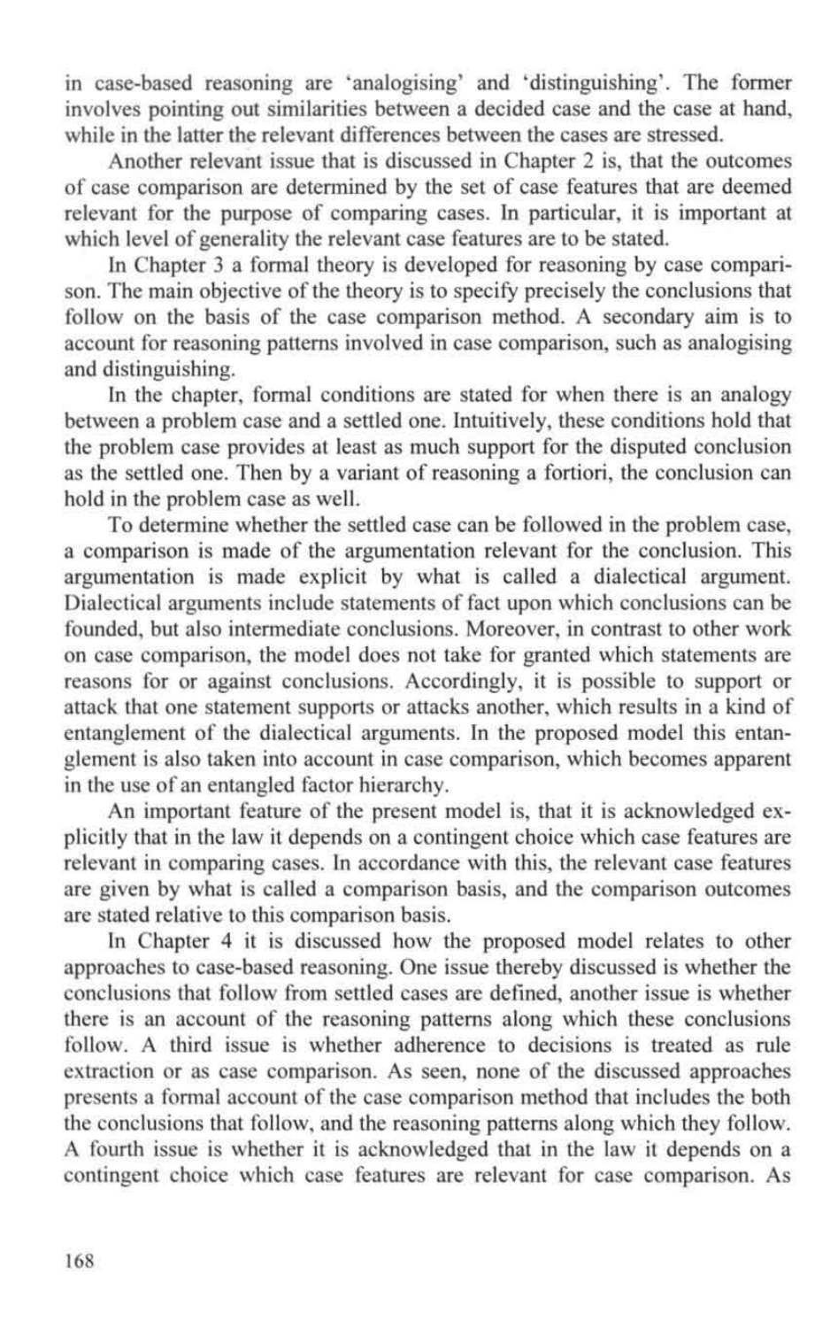in case-based reasoning are 'analogising' and 'distinguishing'. The former involves pointing out similarities between a decided case and the case at hand, while in the latter the relevant differences between the cases are stressed.

Another relevant issue that is discussed in Chapter 2 is, that the outcomes of case comparison are determined by the set of case features that are deemed relevant for the purpose of comparing cases. In particular, it is important at which level of generality the relevant case features are to be stated.

In Chapter 3 a formal theory is developed for reasoning by case comparison. The main objective of the theory is to specify precisely the conclusions that follow on the basis of the case comparison method. A secondary aim is to account for reasoning patterns involved in case comparison, such as analogising and distinguishing.

In the chapter, formal conditions are stated for when there is an analogy between a problem case and a settled one. Intuitively, these conditions hold that the problem case provides at least as much support for the disputed conclusion as the settled one. Then by a variant of reasoning a fortiori, the conclusion can hold in the problem case as well.

To determine whether the settled case can be followed in the problem case, a comparison is made of the argumentation relevant for the conclusion. This argumentation is made explicit by what is called a dialectical argument. Dialectical arguments include statements of fact upon which conclusions can be founded, but also intermediate conclusions. Moreover, in contrast to other work on case comparison, the model does not take for granted which statements are reasons for or against conclusions. Accordingly, it is possible to support or attack that one statement supports or attacks another, which results in a kind of entanglement of the dialectical arguments. In the proposed model this entanglement is also taken into account in case comparison, which becomes apparent in the use of an entangled factor hierarchy.

An important feature of the present model is, that it is acknowledged explicitly that in the law it depends on a contingent choice which case features are relevant in comparing cases. In accordance with this, the relevant case features are given by what is called a comparison basis, and the comparison outcomes are stated relative to this comparison basis.

In Chapter 4 it is discussed how the proposed model relates to other approaches to case-based reasoning. One issue thereby discussed is whether the conclusions that follow from settled cases are defined, another issue is whether there is an account of the reasoning patterns along which these conclusions follow. A third issue is whether adherence to decisions is treated as rule extraction or as case comparison. As seen, none of the discussed approaches presents a formal account of the case comparison method that includes the both the conclusions that follow, and the reasoning patterns along which they follow. A fourth issue is whether it is acknowledged that in the law it depends on a contingent choice which case features are relevant for case comparison. As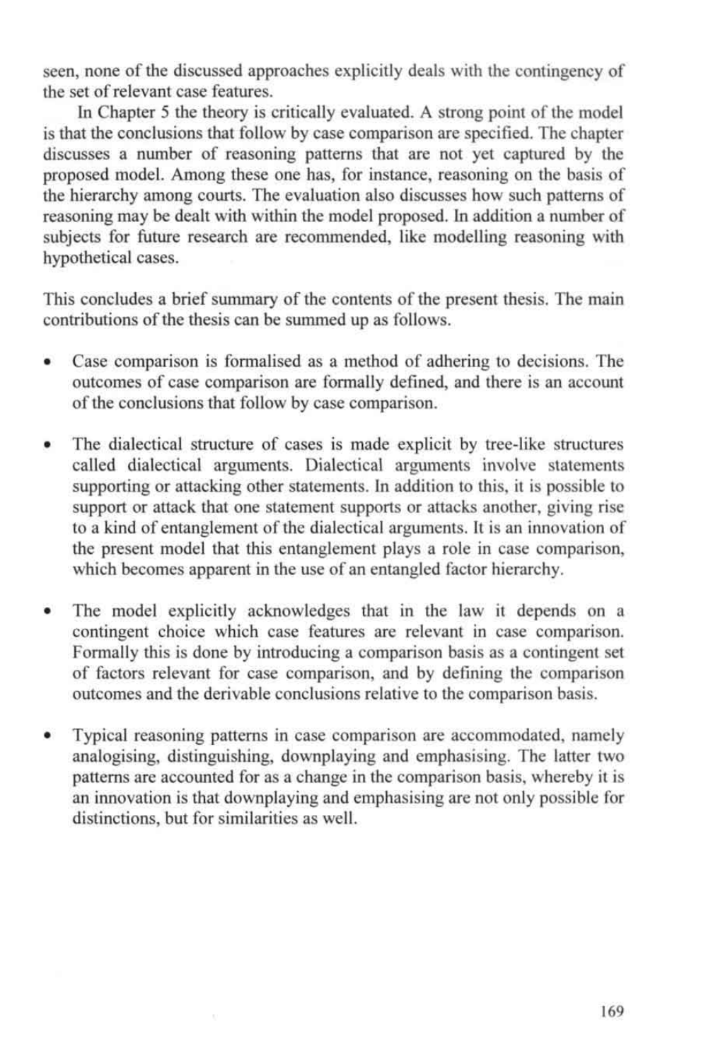seen, none of the discussed approaches explicitly deals with the contingency of the set of relevant case features.

In Chapter 5 the theory is critically evaluated. A strong point of the model is that the conclusions that follow by case comparison are specified. The chapter discusses a number of reasoning patterns that are not yet captured by the proposed model. Among these one has, for instance, reasoning on the basis of the hierarchy among courts. The evaluation also discusses how such patterns of reasoning may be dealt with within the model proposed. In addition a number of subjects for future research are recommended, like modelling reasoning with hypothetical cases.

This concludes a brief summary of the contents of the present thesis. The main contributions of the thesis can be summed up as follows.

- Case comparison is formalised as a method of adhering to decisions. The outcomes of case comparison are formally defined, and there is an account of the conclusions that follow by case comparison.

- The dialectical structure of cases is made explicit by tree-like structures called dialectical arguments. Dialectical arguments involve statements supporting or attacking other statements. In addition to this, it is possible to support or attack that one statement supports or attacks another, giving rise to a kind of entanglement of the dialectical arguments. It is an innovation of the present model that this entanglement plays a role in case comparison, which becomes apparent in the use of an entangled factor hierarchy.

- The model explicitly acknowledges that in the law it depends on a contingent choice which case features are relevant in case comparison. Formally this is done by introducing a comparison basis as a contingent set of factors relevant for case comparison, and by defining the comparison outcomes and the derivable conclusions relative to the comparison basis.

- Typical reasoning patterns in case comparison are accommodated, namely analogising, distinguishing, downplaying and emphasising. The latter two patterns are accounted for as a change in the comparison basis, whereby it is an innovation is that downplaying and emphasising are not only possible for distinctions, but for similarities as well.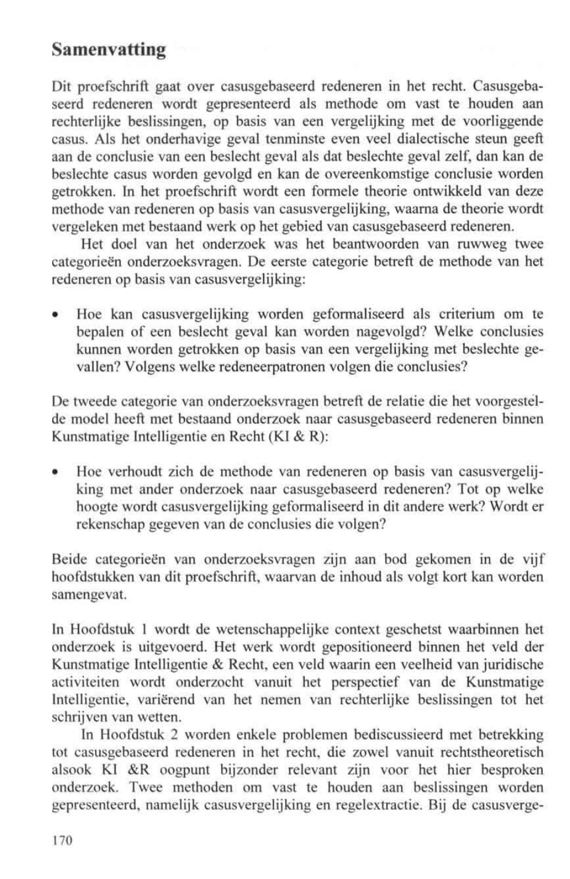# Samenvatting

Dit proefschrift gaat over casusgebaseerd redeneren in het recht. Casusgebaseerd redeneren wordt gepresenteerd als methode om vast te houden aan rechterlijke beslissingen, op basis van een vergelijking met de voorliggende casus. Als het onderhavige geval tenminste even veel dialectische steun geeft aan de conclusie van een beslecht geval als dat beslechte geval zelf, dan kan de beslechte casus worden gevolgd en kan de overeenkomstige conclusie worden getrokken. In het proefschrift wordt een formele theorie ontwikkeld van deze methode van redeneren op basis van casusvergelijking, waarna de theorie wordt vergeleken met bestaand werk op het gebied van casusgebaseerd redeneren.

Het doel van het onderzoek was het beantwoorden van ruwweg twee categorieën onderzoeksvragen. De eerste categorie betreft de methode van het redeneren op basis van casusvergelijking:

- Hoe kan casusvergelijking worden geformaliseerd als criterium om te bepalen of een beslecht geval kan worden nagevolgd? Welke conclusies kunnen worden getrokken op basis van een vergelijking met beslechte gevallen? Volgens welke redeneerpatronen volgen die conclusies?

De tweede categorie van onderzoeksvragen betreft de relatie die het voorgestelde model heeft met bestaand onderzoek naar casusgebaseerd redeneren binnen Kunstmatige Intelligentie en Recht (KI & R):

- Hoe verhoudt zich de methode van redeneren op basis van casusvergelijking met ander onderzoek naar casusgebaseerd redeneren? Tot op welke hoogte wordt casusvergelijking geformaliseerd in dit andere werk? Wordt er rekenschap gegeven van de conclusies die volgen?

Beide categorieën van onderzoeksvragen zijn aan bod gekomen in de vijf hoofdstukken van dit proefschrift, waarvan de inhoud als volgt kort kan worden samengevat.

In Hoofdstuk 1 wordt de wetenschappelijke context geschetst waarbinnen het onderzoek is uitgevoerd. Het werk wordt gepositioneerd binnen het veld der Kunstmatige Intelligentie & Recht, een veld waarin een veelheid van juridische activiteiten wordt onderzocht vanuit het perspectief van de Kunstmatige Intelligentie, variërend van het nemen van rechterlijke beslissingen tot het schrijven van wetten.

In Hoofdstuk 2 worden enkele problemen bediscussieerd met betrekking tot casusgebaseerd redeneren in het recht, die zowel vanuit rechtstheoretisch alsook KI &R oogpunt bijzonder relevant zijn voor het hier besproken onderzoek. Twee methoden om vast te houden aan beslissingen worden gepresenteerd, namelijk casusvergelijking en regelextractie. Bij de casusverge-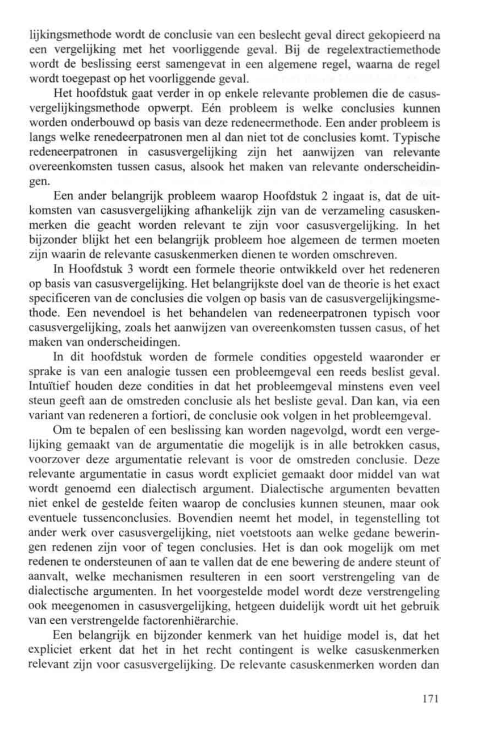lijkingsmethode wordt de conclusie van een beslecht geval direct gekopieerd na een vergelijking met het voorliggende geval. Bij de regelextractiemethode wordt de beslissing eerst samengevat in een algemene regel, waarna de regel wordt toegepast op het voorliggende geval.

Het hoofdstuk gaat verder in op enkele relevante problemen die de casusvergelijkingsmethode opwerpt. Eén probleem is welke conclusies kunnen worden onderbouwd op basis van deze redeneermethode. Een ander probleem is langs welke renedeerpatronen men al dan niet tot de conclusies komt. Typische redeneerpatronen in casusvergelijking zijn het aanwijzen van relevante overeenkomsten tussen casus, alsook het maken van relevante onderscheidingen.

Een ander belangrijk probleem waarop Hoofdstuk 2 ingaat is, dat de uitkomsten van casusvergelijking afhankelijk zijn van de verzameling casuskenmerken die geacht worden relevant te zijn voor casusvergelijking. In het bijzonder blijkt het een belangrijk probleem hoe algemeen de termen moeten zijn waarin de relevante casuskenmerken dienen te worden omschreven.

In Hoofdstuk 3 wordt een formele theorie ontwikkeld over het redeneren op basis van casusvergelijking. Het belangrijkste doel van de theorie is het exact specificeren van de conclusies die volgen op basis van de casusvergelijkingsmethode. Een nevendoel is het behandelen van redeneerpatronen typisch voor casusvergelijking, zoals het aanwijzen van overeenkomsten tussen casus, of het maken van onderscheidingen.

In dit hoofdstuk worden de formele condities opgesteld waaronder er sprake is van een analogie tussen een probleemgeval een reeds beslist geval. Intuïtief houden deze condities in dat het probleemgeval minstens even veel steun geeft aan de omstreden conclusie als het besliste geval. Dan kan, via een variant van redeneren a fortiori, de conclusie ook volgen in het probleemgeval.

Om te bepalen of een beslissing kan worden nagevolgd, wordt een vergelijking gemaakt van de argumentatie die mogelijk is in alle betrokken casus, voorzover deze argumentatie relevant is voor de omstreden conclusie. Deze relevante argumentatie in casus wordt expliciet gemaakt door middel van wat wordt genoemd een dialectisch argument. Dialectische argumenten bevatten niet enkel de gestelde feiten waarop de conclusies kunnen steunen, maar ook eventuele tussenconclusies. Bovendien neemt het model, in tegenstelling tot ander werk over casusvergelijking, niet voetstoots aan welke gedane beweringen redenen zijn voor of tegen conclusies. Het is dan ook mogelijk om met redenen te ondersteunen of aan te vallen dat de ene bewering de andere steunt of aanvalt, welke mechanismen resulteren in een soort verstrengeling van de dialectische argumenten. In het voorgestelde model wordt deze verstrengeling ook meegenomen in casusvergelijking, hetgeen duidelijk wordt uit het gebruik van een verstrengelde factorenhiërarchie.

Een belangrijk en bijzonder kenmerk van het huidige model is, dat het expliciet erkent dat het in het recht contingent is welke casuskenmerken relevant zijn voor casusvergelijking. De relevante casuskenmerken worden dan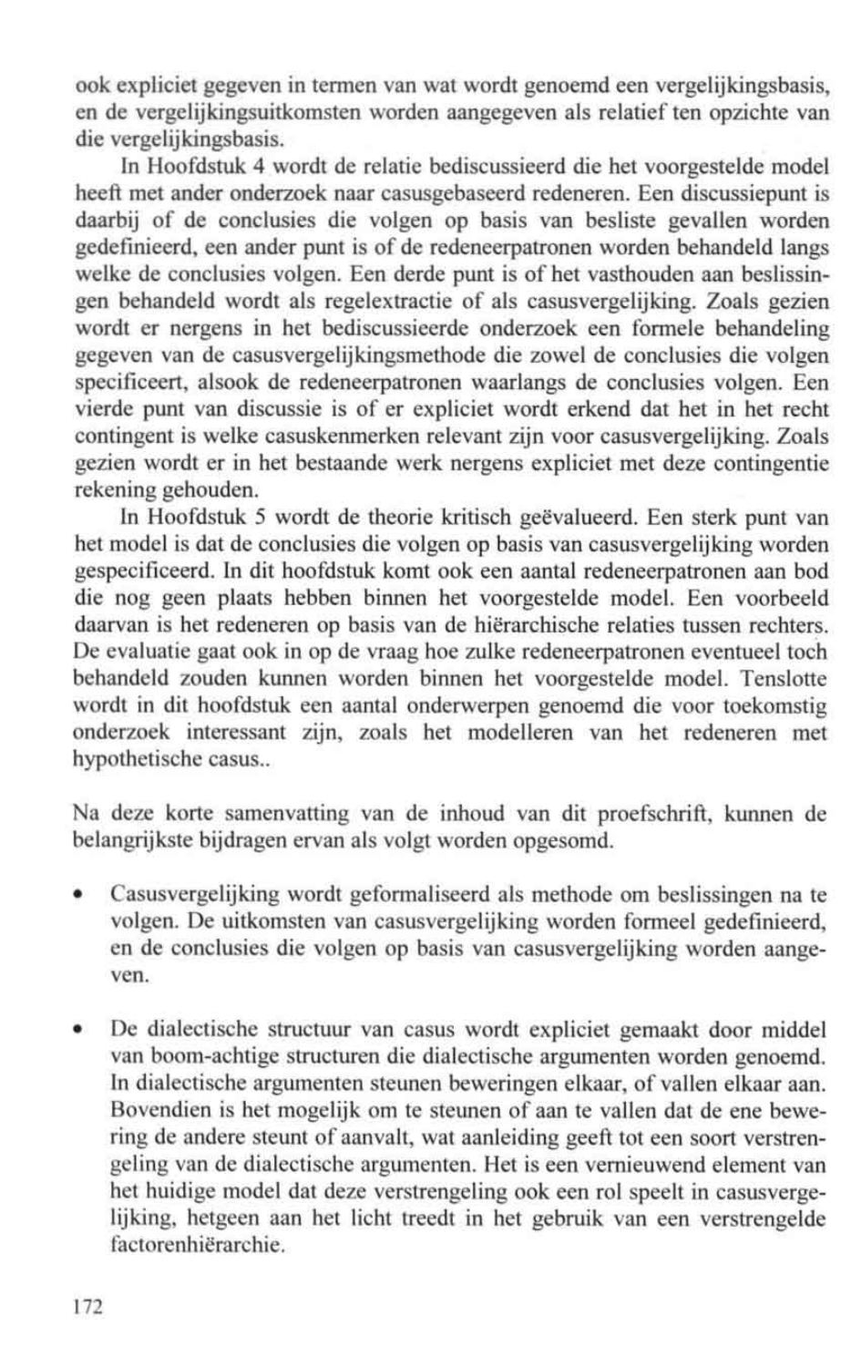ook expliciet gegeven in termen van wat wordt genoemd een vergelijkingsbasis, en de vergelijkingsuitkomsten worden aangegeven als relatief ten opzichte van die vergelijkingsbasis.

In Hoofdstuk 4 wordt de relatie bediscussieerd die het voorgestelde model heeft met ander onderzoek naar casusgebaseerd redeneren. Een discussiepunt is daarbij of de conclusies die volgen op basis van besliste gevallen worden gedefinieerd, een ander punt is of de redeneerpatronen worden behandeld langs welke de conclusies volgen. Een derde punt is of het vasthouden aan beslissingen behandeld wordt als regelextractie of als casusvergelijking. Zoals gezien wordt er nergens in het bediscussieerde onderzoek een formele behandeling gegeven van de casusvergelijkingsmethode die zowel de conclusies die volgen specificeert, alsook de redeneerpatronen waarlangs de conclusies volgen. Een vierde punt van discussie is of er expliciet wordt erkend dat het in het recht contingent is welke casuskenmerken relevant zijn voor casusvergelijking. Zoals gezien wordt er in het bestaande werk nergens expliciet met deze contingentie rekening gehouden.

In Hoofdstuk 5 wordt de theorie kritisch geëvalueerd. Een sterk punt van het model is dat de conclusies die volgen op basis van casusvergelijking worden gespecificeerd. In dit hoofdstuk komt ook een aantal redeneerpatronen aan bod die nog geen plaats hebben binnen het voorgestelde model. Een voorbeeld daarvan is het redeneren op basis van de hiërarchische relaties tussen rechters. De evaluatie gaat ook in op de vraag hoe zulke redeneerpatronen eventueel toch behandeld zouden kunnen worden binnen het voorgestelde model. Tenslotte wordt in dit hoofdstuk een aantal onderwerpen genoemd die voor toekomstig onderzoek interessant zijn, zoals het modelleren van het redeneren met hypothetische casus..

Na deze korte samenvatting van de inhoud van dit proefschrift, kunnen de belangrijkste bijdragen ervan als volgt worden opgesomd.

- Casusvergelijking wordt geformaliseerd als methode om beslissingen na te volgen. De uitkomsten van casusvergelijking worden formeel gedefinieerd, en de conclusies die volgen op basis van casusvergelijking worden aangegeven.

- De dialectische structuur van casus wordt expliciet gemaakt door middel van boom-achtige structuren die dialectische argumenten worden genoemd. In dialectische argumenten steunen beweringen elkaar, of vallen elkaar aan. Bovendien is het mogelijk om te steunen of aan te vallen dat de ene bewering de andere steunt of aanvalt, wat aanleiding geeft tot een soort verstrengeling van de dialectische argumenten. Het is een vernieuwend element van het huidige model dat deze verstrengeling ook een rol speelt in casusvergelijking, hetgeen aan het licht treedt in het gebruik van een verstrengelde factorenhiërarchie.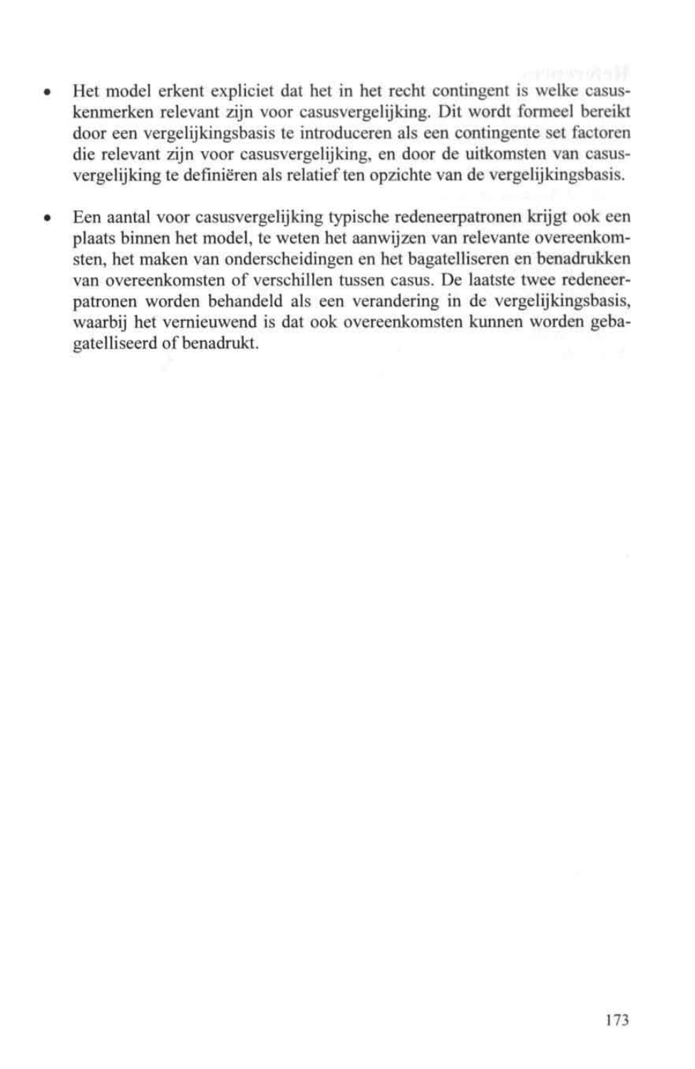- Het model erkent expliciet dat het in het recht contingent is welke casuskenmerken relevant zijn voor casusvergelijking. Dit wordt formeel bereikt door een vergelijkingsbasis te introduceren als een contingente set factoren die relevant zijn voor casusvergelijking, en door de uitkomsten van casusvergelijking te definiëren als relatief ten opzichte van de vergelijkingsbasis.

- Een aantal voor casusvergelijking typische redeneerpatronen krijgt ook een plaats binnen het model, te weten het aanwijzen van relevante overeenkomsten, het maken van onderscheidingen en het bagatelliseren en benadrukken van overeenkomsten of verschillen tussen casus. De laatste twee redeneerpatronen worden behandeld als een verandering in de vergelijkingsbasis, waarbij het vernieuwend is dat ook overeenkomsten kunnen worden gebagatelliseerd of benadrukt.